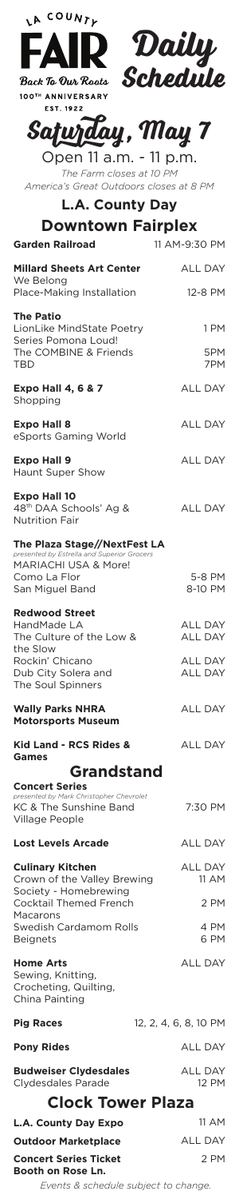LA COUNTY

# FAIR

Back To Our Roots

100TH ANNIVERSARY

EST. 1922

# Daily Schedule

## Saturday, May 7

Open 11 a.m. - 11 p.m.

*The Farm closes at 10 PM*

*America's Great Outdoors closes at 8 PM*

### L.A. County Day

## Downtown Fairplex

| | |
|---|---|
| **Garden Railroad** | 11 AM-9:30 PM |
| **Millard Sheets Art Center** | ALL DAY |
| We Belong Place-Making Installation | 12-8 PM |
| **The Patio** | |
| LionLike MindState Poetry Series Pomona Loud! | 1 PM |
| The COMBINE & Friends | 5PM |
| TBD | 7PM |
| **Expo Hall 4, 6 & 7** | ALL DAY |
| Shopping | |
| **Expo Hall 8** | ALL DAY |
| eSports Gaming World | |
| **Expo Hall 9** | ALL DAY |
| Haunt Super Show | |
| **Expo Hall 10** | |
| 48th DAA Schools' Ag & Nutrition Fair | ALL DAY |
| **The Plaza Stage//NextFest LA** *presented by Estrella and Superior Grocers* | |
| MARIACHI USA & More! | |
| Como La Flor | 5-8 PM |
| San Miguel Band | 8-10 PM |
| **Redwood Street** | |
| HandMade LA | ALL DAY |
| The Culture of the Low & the Slow | ALL DAY |
| Rockin' Chicano | ALL DAY |
| Dub City Solera and The Soul Spinners | ALL DAY |
| **Wally Parks NHRA Motorsports Museum** | ALL DAY |
| **Kid Land - RCS Rides & Games** | ALL DAY |

## Grandstand

| | |
|---|---|
| **Concert Series** *presented by Mark Christopher Chevrolet* | |
| KC & The Sunshine Band Village People | 7:30 PM |
| **Lost Levels Arcade** | ALL DAY |
| **Culinary Kitchen** | ALL DAY |
| Crown of the Valley Brewing Society - Homebrewing | 11 AM |
| Cocktail Themed French Macarons | 2 PM |
| Swedish Cardamom Rolls | 4 PM |
| Beignets | 6 PM |
| **Home Arts** | ALL DAY |
| Sewing, Knitting, Crocheting, Quilting, China Painting | |
| **Pig Races** | 12, 2, 4, 6, 8, 10 PM |
| **Pony Rides** | ALL DAY |
| **Budweiser Clydesdales** | ALL DAY |
| Clydesdales Parade | 12 PM |

## Clock Tower Plaza

| | |
|---|---|
| **L.A. County Day Expo** | 11 AM |
| **Outdoor Marketplace** | ALL DAY |
| **Concert Series Ticket Booth on Rose Ln.** | 2 PM |

*Events & schedule subject to change.*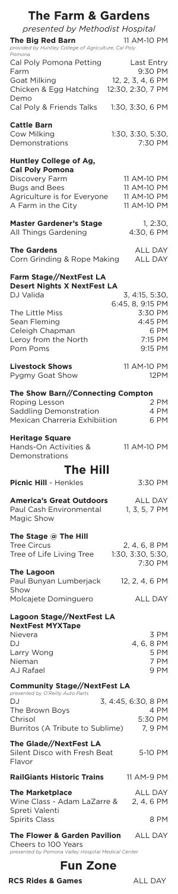# The Farm & Gardens

*presented by Methodist Hospital*

**The Big Red Barn** 11 AM-10 PM
*provided by Huntley College of Agriculture, Cal Poly Pomona*

| | |
|---|---|
| Cal Poly Pomona Petting Farm | Last Entry 9:30 PM |
| Goat Milking | 12, 2, 3, 4, 6 PM |
| Chicken & Egg Hatching Demo | 12:30, 2:30, 7 PM |
| Cal Poly & Friends Talks | 1:30, 3:30, 6 PM |

**Cattle Barn**

| | |
|---|---|
| Cow Milking Demonstrations | 1:30, 3:30, 5:30, 7:30 PM |

**Huntley College of Ag, Cal Poly Pomona**

| | |
|---|---|
| Discovery Farm | 11 AM-10 PM |
| Bugs and Bees | 11 AM-10 PM |
| Agriculture is for Everyone | 11 AM-10 PM |
| A Farm in the City | 11 AM-10 PM |

**Master Gardener's Stage**

| | |
|---|---|
| All Things Gardening | 1, 2:30, 4:30, 6 PM |

**The Gardens** ALL DAY

| | |
|---|---|
| Corn Grinding & Rope Making | ALL DAY |

**Farm Stage//NextFest LA**
**Desert Nights X NextFest LA**

| | |
|---|---|
| DJ Valida | 3, 4:15, 5:30, 6:45, 8, 9:15 PM |
| The Little Miss | 3:30 PM |
| Sean Fleming | 4:45 PM |
| Celeigh Chapman | 6 PM |
| Leroy from the North | 7:15 PM |
| Pom Poms | 9:15 PM |

**Livestock Shows** 11 AM-10 PM

| | |
|---|---|
| Pygmy Goat Show | 12PM |

**The Show Barn//Connecting Compton**

| | |
|---|---|
| Roping Lesson | 2 PM |
| Saddling Demonstration | 4 PM |
| Mexican Charreria Exhibiition | 6 PM |

**Heritage Square**

| | |
|---|---|
| Hands-On Activities & Demonstrations | 11 AM-10 PM |

# The Hill

**Picnic Hill** - Henkles 3:30 PM

**America's Great Outdoors** ALL DAY

| | |
|---|---|
| Paul Cash Environmental Magic Show | 1, 3, 5, 7 PM |

**The Stage @ The Hill**

| | |
|---|---|
| Tree Circus | 2, 4, 6, 8 PM |
| Tree of Life Living Tree | 1:30, 3:30, 5:30, 7:30 PM |

**The Lagoon**

| | |
|---|---|
| Paul Bunyan Lumberjack Show | 12, 2, 4, 6 PM |
| Molcajete Dominguero | ALL DAY |

**Lagoon Stage//NextFest LA**
**NextFest MYXTape**

| | |
|---|---|
| Nievera | 3 PM |
| DJ | 4, 6, 8 PM |
| Larry Wong | 5 PM |
| Nieman | 7 PM |
| AJ Rafael | 9 PM |

**Community Stage//NextFest LA**
*presented by O'Reilly Auto Parts*

| | |
|---|---|
| DJ | 3, 4:45, 6:30, 8 PM |
| The Brown Boys | 4 PM |
| Chrisol | 5:30 PM |
| Burritos (A Tribute to Sublime) | 7, 9 PM |

**The Glade//NextFest LA**

| | |
|---|---|
| Silent Disco with Fresh Beat Flavor | 5-10 PM |

**RailGiants Historic Trains** 11 AM-9 PM

**The Marketplace** ALL DAY

| | |
|---|---|
| Wine Class - Adam LaZarre & Spreti Valenti | 2, 4, 6 PM |
| Spirits Class | 8 PM |

**The Flower & Garden Pavilion** ALL DAY

Cheers to 100 Years
*presented by Pomona Valley Hospital Medical Center*

# Fun Zone

**RCS Rides & Games** ALL DAY